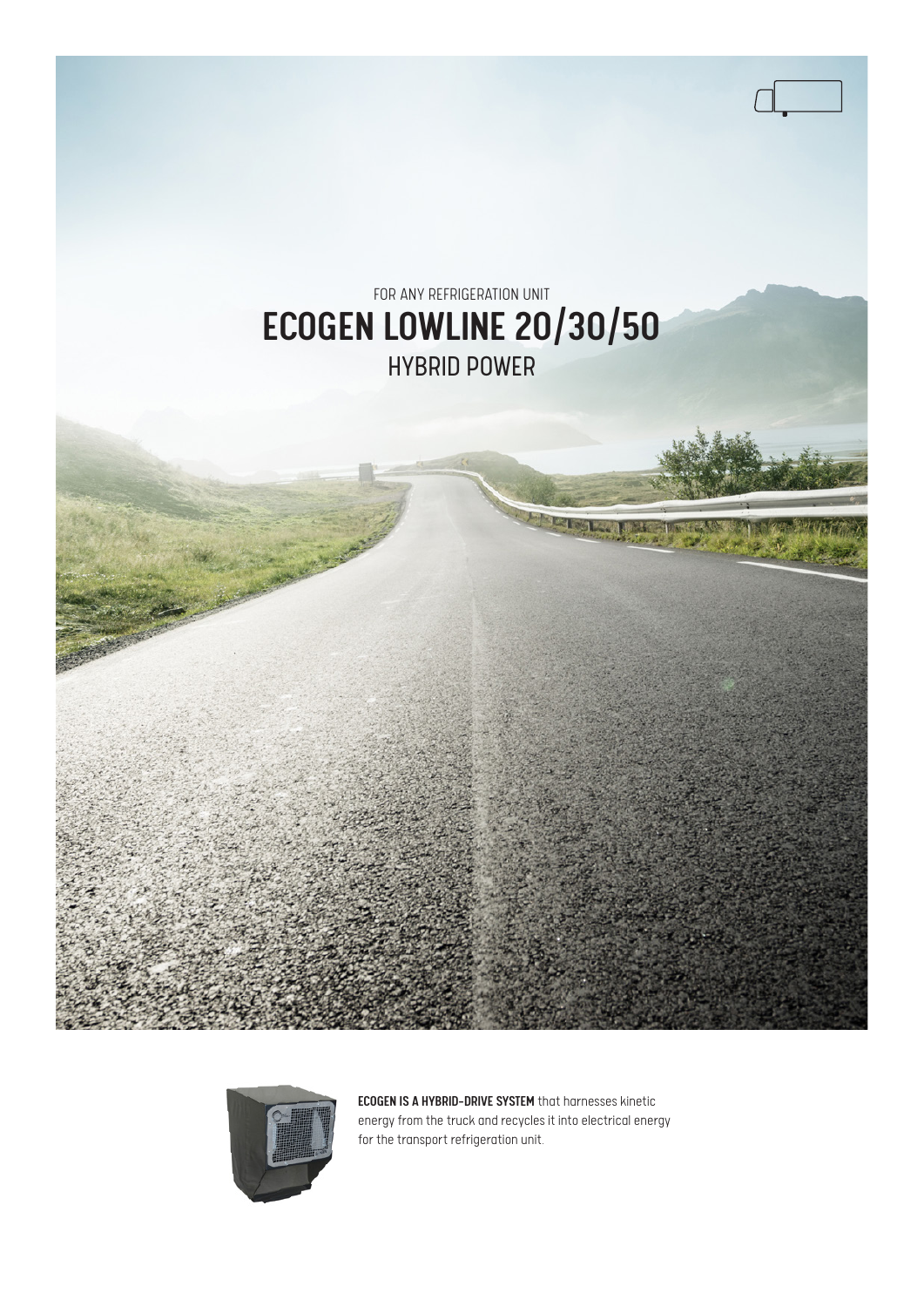FOR ANY REFRIGERATION UNIT

# ECOGEN LOWLINE 20/30/50

HYBRID POWER

**ECOGEN IS A HYBRID-DRIVE SYSTEM** that harnesses kinetic energy from the truck and recycles it into electrical energy for the transport refrigeration unit.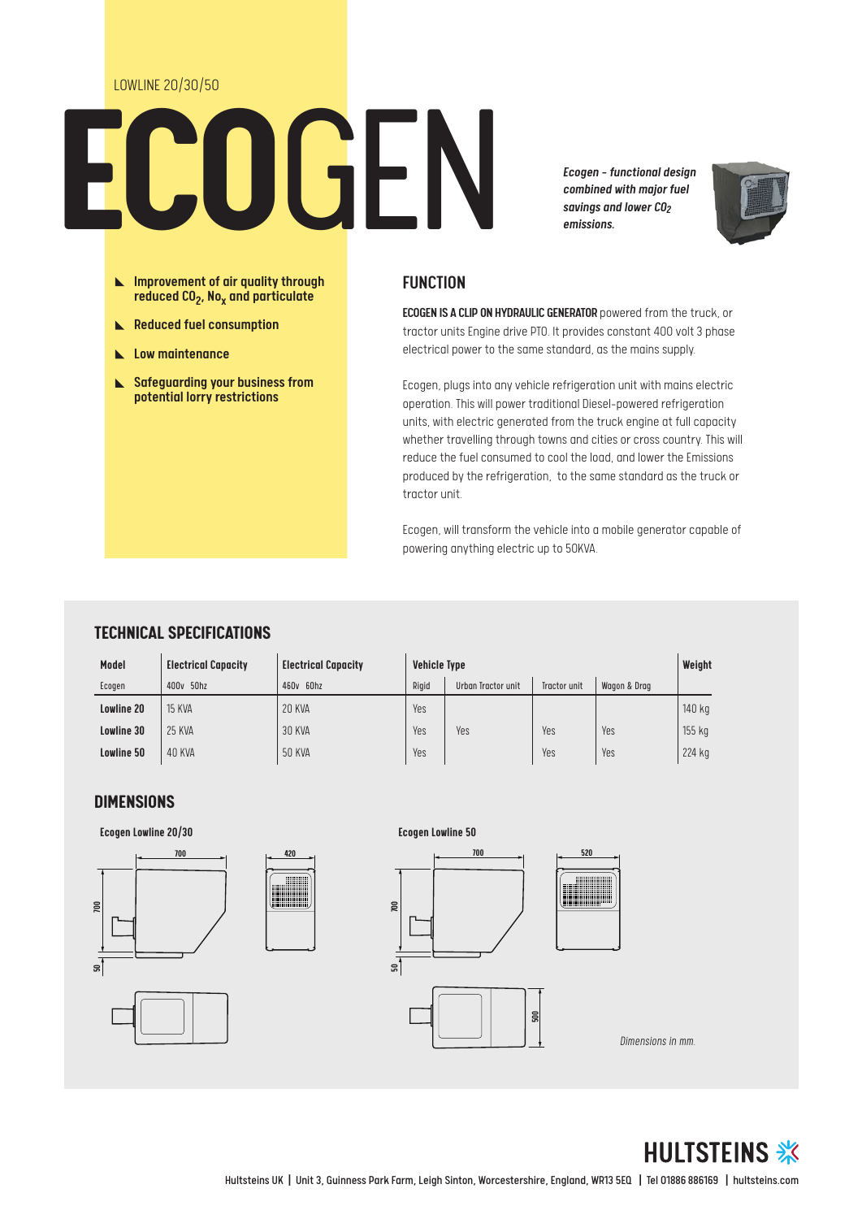LOWLINE 20/30/50

# ECOGEN

*Ecogen - functional design combined with major fuel savings and lower $CO_2$ emissions.*

- **Improvement of air quality through reduced $CO_2$, $No_x$ and particulate**
- **Reduced fuel consumption**
- **Low maintenance**
- **Safeguarding your business from potential lorry restrictions**

## FUNCTION

**ECOGEN IS A CLIP ON HYDRAULIC GENERATOR** powered from the truck, or tractor units Engine drive PTO. It provides constant 400 volt 3 phase electrical power to the same standard, as the mains supply.

Ecogen, plugs into any vehicle refrigeration unit with mains electric operation. This will power traditional Diesel-powered refrigeration units, with electric generated from the truck engine at full capacity whether travelling through towns and cities or cross country. This will reduce the fuel consumed to cool the load, and lower the Emissions produced by the refrigeration, to the same standard as the truck or tractor unit.

Ecogen, will transform the vehicle into a mobile generator capable of powering anything electric up to 50KVA.

## TECHNICAL SPECIFICATIONS

| Model | Electrical Capacity | Electrical Capacity | Vehicle Type | | | | Weight |
|---|---|---|---|---|---|---|---|
| Ecogen | 400v 50hz | 460v 60hz | Rigid | Urban Tractor unit | Tractor unit | Wagon & Drag | |
| **Lowline 20** | 15 KVA | 20 KVA | Yes | | | | 140 kg |
| **Lowline 30** | 25 KVA | 30 KVA | Yes | Yes | Yes | Yes | 155 kg |
| **Lowline 50** | 40 KVA | 50 KVA | Yes | | Yes | Yes | 224 kg |

## DIMENSIONS

**Ecogen Lowline 20/30**

700
420
700
50

**Ecogen Lowline 50**

700
520
700
50
500

*Dimensions in mm.*

HULTSTEINS

Hultsteins UK | Unit 3, Guinness Park Farm, Leigh Sinton, Worcestershire, England, WR13 5EQ | Tel 01886 886169 | hultsteins.com